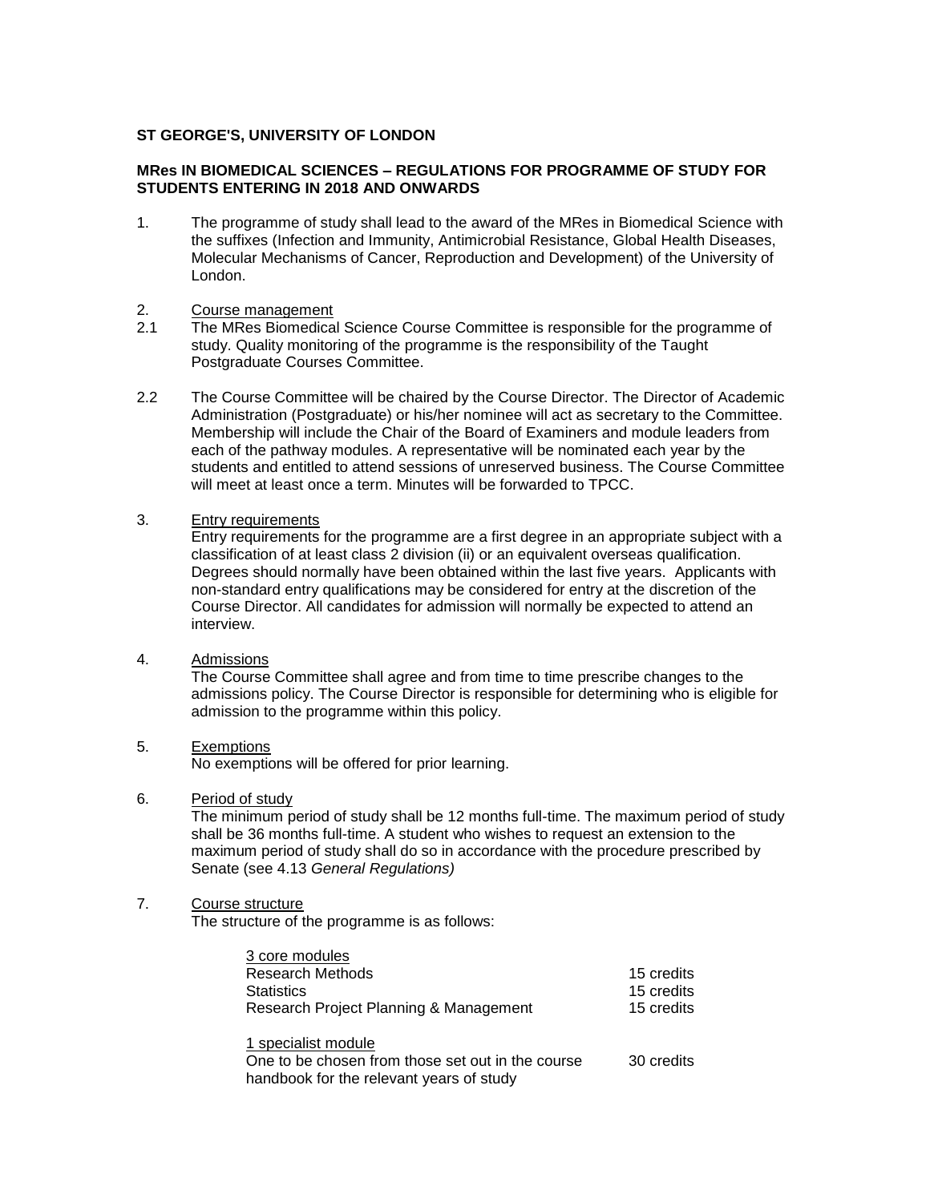**ST GEORGE'S, UNIVERSITY OF LONDON**

**MRes IN BIOMEDICAL SCIENCES – REGULATIONS FOR PROGRAMME OF STUDY FOR STUDENTS ENTERING IN 2018 AND ONWARDS**

1. The programme of study shall lead to the award of the MRes in Biomedical Science with the suffixes (Infection and Immunity, Antimicrobial Resistance, Global Health Diseases, Molecular Mechanisms of Cancer, Reproduction and Development) of the University of London.

2. Course management

2.1 The MRes Biomedical Science Course Committee is responsible for the programme of study. Quality monitoring of the programme is the responsibility of the Taught Postgraduate Courses Committee.

2.2 The Course Committee will be chaired by the Course Director. The Director of Academic Administration (Postgraduate) or his/her nominee will act as secretary to the Committee. Membership will include the Chair of the Board of Examiners and module leaders from each of the pathway modules. A representative will be nominated each year by the students and entitled to attend sessions of unreserved business. The Course Committee will meet at least once a term. Minutes will be forwarded to TPCC.

3. Entry requirements

   Entry requirements for the programme are a first degree in an appropriate subject with a classification of at least class 2 division (ii) or an equivalent overseas qualification. Degrees should normally have been obtained within the last five years. Applicants with non-standard entry qualifications may be considered for entry at the discretion of the Course Director. All candidates for admission will normally be expected to attend an interview.

4. Admissions

   The Course Committee shall agree and from time to time prescribe changes to the admissions policy. The Course Director is responsible for determining who is eligible for admission to the programme within this policy.

5. Exemptions

   No exemptions will be offered for prior learning.

6. Period of study

   The minimum period of study shall be 12 months full-time. The maximum period of study shall be 36 months full-time. A student who wishes to request an extension to the maximum period of study shall do so in accordance with the procedure prescribed by Senate (see 4.13 *General Regulations)*

7. Course structure

   The structure of the programme is as follows:

| 3 core modules | |
|---|---|
| Research Methods | 15 credits |
| Statistics | 15 credits |
| Research Project Planning & Management | 15 credits |
| **1 specialist module** | |
| One to be chosen from those set out in the course handbook for the relevant years of study | 30 credits |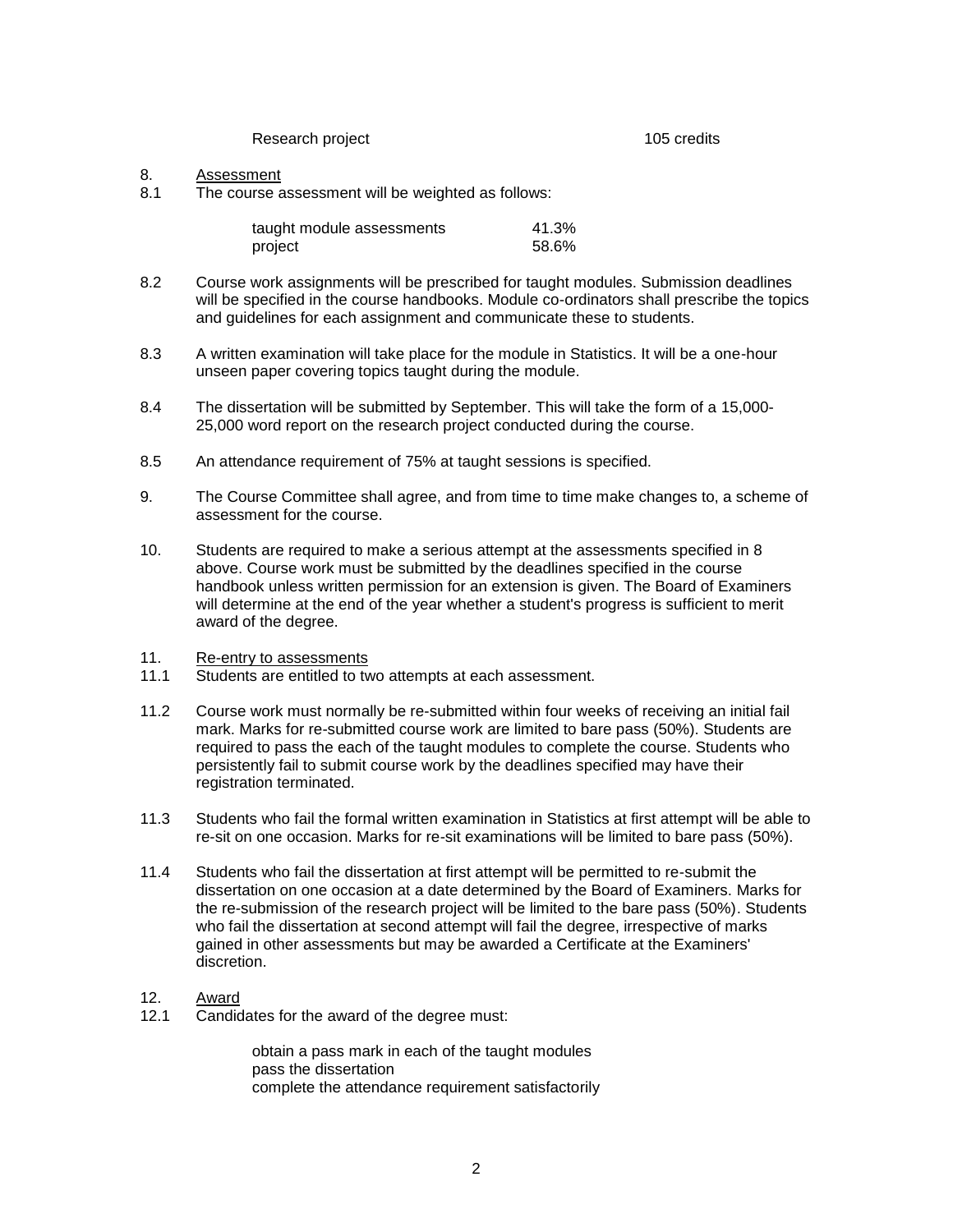Research project 105 credits

8. Assessment

8.1 The course assessment will be weighted as follows:

| | |
|---|---|
| taught module assessments | 41.3% |
| project | 58.6% |

8.2 Course work assignments will be prescribed for taught modules. Submission deadlines will be specified in the course handbooks. Module co-ordinators shall prescribe the topics and guidelines for each assignment and communicate these to students.

8.3 A written examination will take place for the module in Statistics. It will be a one-hour unseen paper covering topics taught during the module.

8.4 The dissertation will be submitted by September. This will take the form of a 15,000-25,000 word report on the research project conducted during the course.

8.5 An attendance requirement of 75% at taught sessions is specified.

9. The Course Committee shall agree, and from time to time make changes to, a scheme of assessment for the course.

10. Students are required to make a serious attempt at the assessments specified in 8 above. Course work must be submitted by the deadlines specified in the course handbook unless written permission for an extension is given. The Board of Examiners will determine at the end of the year whether a student's progress is sufficient to merit award of the degree.

11. Re-entry to assessments

11.1 Students are entitled to two attempts at each assessment.

11.2 Course work must normally be re-submitted within four weeks of receiving an initial fail mark. Marks for re-submitted course work are limited to bare pass (50%). Students are required to pass the each of the taught modules to complete the course. Students who persistently fail to submit course work by the deadlines specified may have their registration terminated.

11.3 Students who fail the formal written examination in Statistics at first attempt will be able to re-sit on one occasion. Marks for re-sit examinations will be limited to bare pass (50%).

11.4 Students who fail the dissertation at first attempt will be permitted to re-submit the dissertation on one occasion at a date determined by the Board of Examiners. Marks for the re-submission of the research project will be limited to the bare pass (50%). Students who fail the dissertation at second attempt will fail the degree, irrespective of marks gained in other assessments but may be awarded a Certificate at the Examiners' discretion.

12. Award

12.1 Candidates for the award of the degree must:

obtain a pass mark in each of the taught modules
pass the dissertation
complete the attendance requirement satisfactorily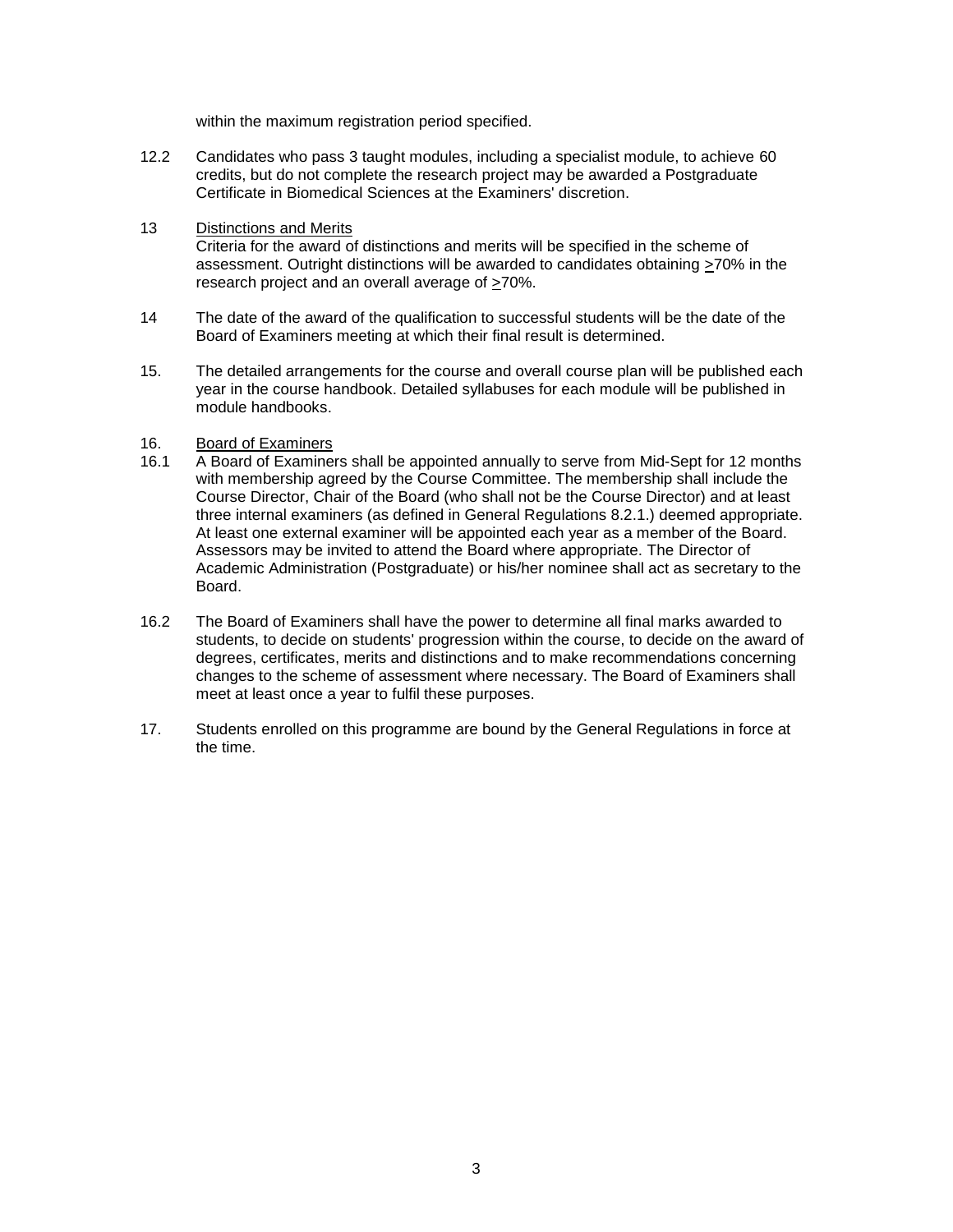within the maximum registration period specified.

12.2 Candidates who pass 3 taught modules, including a specialist module, to achieve 60 credits, but do not complete the research project may be awarded a Postgraduate Certificate in Biomedical Sciences at the Examiners' discretion.

13 Distinctions and Merits

Criteria for the award of distinctions and merits will be specified in the scheme of assessment. Outright distinctions will be awarded to candidates obtaining $\geq$70% in the research project and an overall average of $\geq$70%.

14 The date of the award of the qualification to successful students will be the date of the Board of Examiners meeting at which their final result is determined.

15. The detailed arrangements for the course and overall course plan will be published each year in the course handbook. Detailed syllabuses for each module will be published in module handbooks.

16. Board of Examiners

16.1 A Board of Examiners shall be appointed annually to serve from Mid-Sept for 12 months with membership agreed by the Course Committee. The membership shall include the Course Director, Chair of the Board (who shall not be the Course Director) and at least three internal examiners (as defined in General Regulations 8.2.1.) deemed appropriate. At least one external examiner will be appointed each year as a member of the Board. Assessors may be invited to attend the Board where appropriate. The Director of Academic Administration (Postgraduate) or his/her nominee shall act as secretary to the Board.

16.2 The Board of Examiners shall have the power to determine all final marks awarded to students, to decide on students' progression within the course, to decide on the award of degrees, certificates, merits and distinctions and to make recommendations concerning changes to the scheme of assessment where necessary. The Board of Examiners shall meet at least once a year to fulfil these purposes.

17. Students enrolled on this programme are bound by the General Regulations in force at the time.